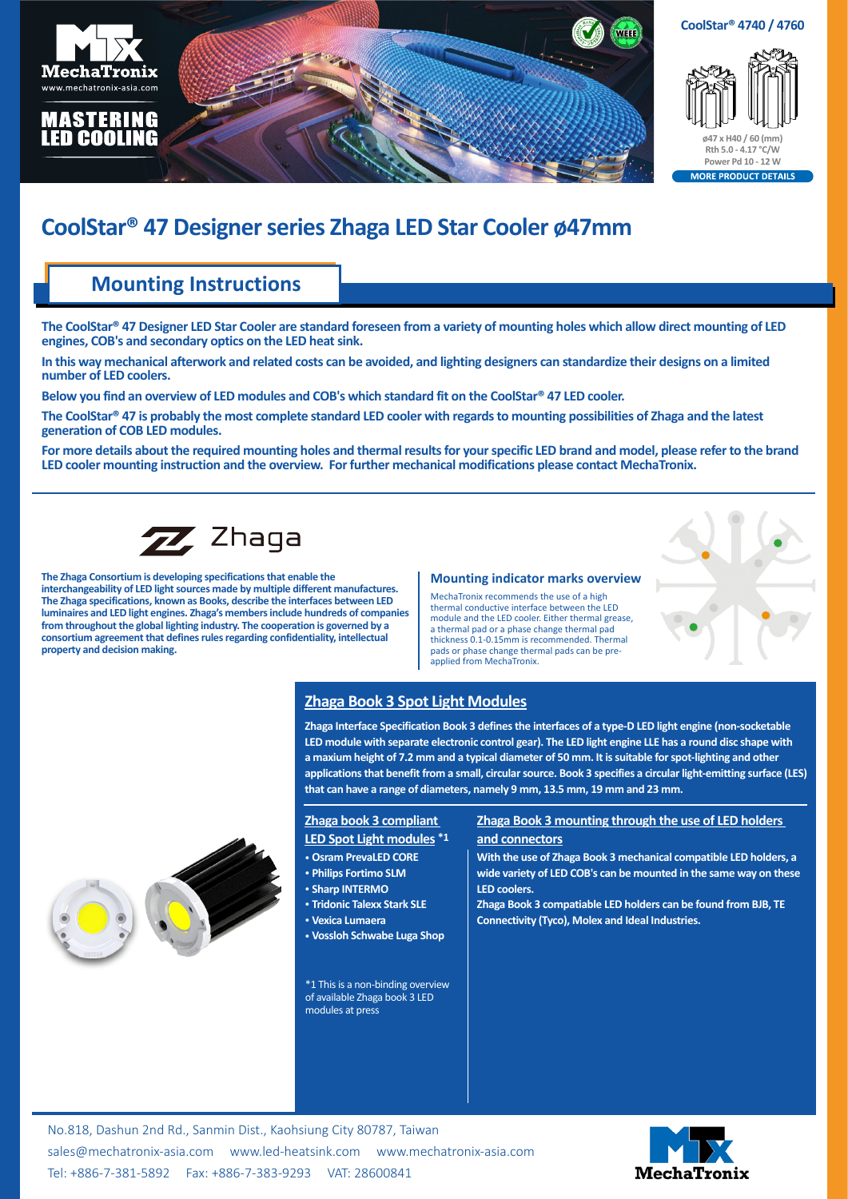MechaTronix
www.mechatronix-asia.com

MASTERING LED COOLING

CoolStar® 4740 / 4760

ø47 x H40 / 60 (mm)
Rth 5.0 - 4.17 °C/W
Power Pd 10 - 12 W

MORE PRODUCT DETAILS

# CoolStar® 47 Designer series Zhaga LED Star Cooler ø47mm

## Mounting Instructions

**The CoolStar® 47 Designer LED Star Cooler are standard foreseen from a variety of mounting holes which allow direct mounting of LED engines, COB's and secondary optics on the LED heat sink.**

**In this way mechanical afterwork and related costs can be avoided, and lighting designers can standardize their designs on a limited number of LED coolers.**

**Below you find an overview of LED modules and COB's which standard fit on the CoolStar® 47 LED cooler.**

**The CoolStar® 47 is probably the most complete standard LED cooler with regards to mounting possibilities of Zhaga and the latest generation of COB LED modules.**

**For more details about the required mounting holes and thermal results for your specific LED brand and model, please refer to the brand LED cooler mounting instruction and the overview. For further mechanical modifications please contact MechaTronix.**

Zhaga

**The Zhaga Consortium is developing specifications that enable the interchangeability of LED light sources made by multiple different manufactures. The Zhaga specifications, known as Books, describe the interfaces between LED luminaires and LED light engines. Zhaga's members include hundreds of companies from throughout the global lighting industry. The cooperation is governed by a consortium agreement that defines rules regarding confidentiality, intellectual property and decision making.**

### Mounting indicator marks overview

MechaTronix recommends the use of a high thermal conductive interface between the LED module and the LED cooler. Either thermal grease, a thermal pad or a phase change thermal pad thickness 0.1-0.15mm is recommended. Thermal pads or phase change thermal pads can be pre-applied from MechaTronix.

### Zhaga Book 3 Spot Light Modules

**Zhaga Interface Specification Book 3 defines the interfaces of a type-D LED light engine (non-socketable LED module with separate electronic control gear). The LED light engine LLE has a round disc shape with a maxium height of 7.2 mm and a typical diameter of 50 mm. It is suitable for spot-lighting and other applications that benefit from a small, circular source. Book 3 specifies a circular light-emitting surface (LES) that can have a range of diameters, namely 9 mm, 13.5 mm, 19 mm and 23 mm.**

#### Zhaga book 3 compliant LED Spot Light modules *1

- **Osram PrevaLED CORE**
- **Philips Fortimo SLM**
- **Sharp INTERMO**
- **Tridonic Talexx Stark SLE**
- **Vexica Lumaera**
- **Vossloh Schwabe Luga Shop**

*1 This is a non-binding overview of available Zhaga book 3 LED modules at press

#### Zhaga Book 3 mounting through the use of LED holders and connectors

**With the use of Zhaga Book 3 mechanical compatible LED holders, a wide variety of LED COB's can be mounted in the same way on these LED coolers.**

**Zhaga Book 3 compatiable LED holders can be found from BJB, TE Connectivity (Tyco), Molex and Ideal Industries.**

No.818, Dashun 2nd Rd., Sanmin Dist., Kaohsiung City 80787, Taiwan
sales@mechatronix-asia.com www.led-heatsink.com www.mechatronix-asia.com
Tel: +886-7-381-5892 Fax: +886-7-383-9293 VAT: 28600841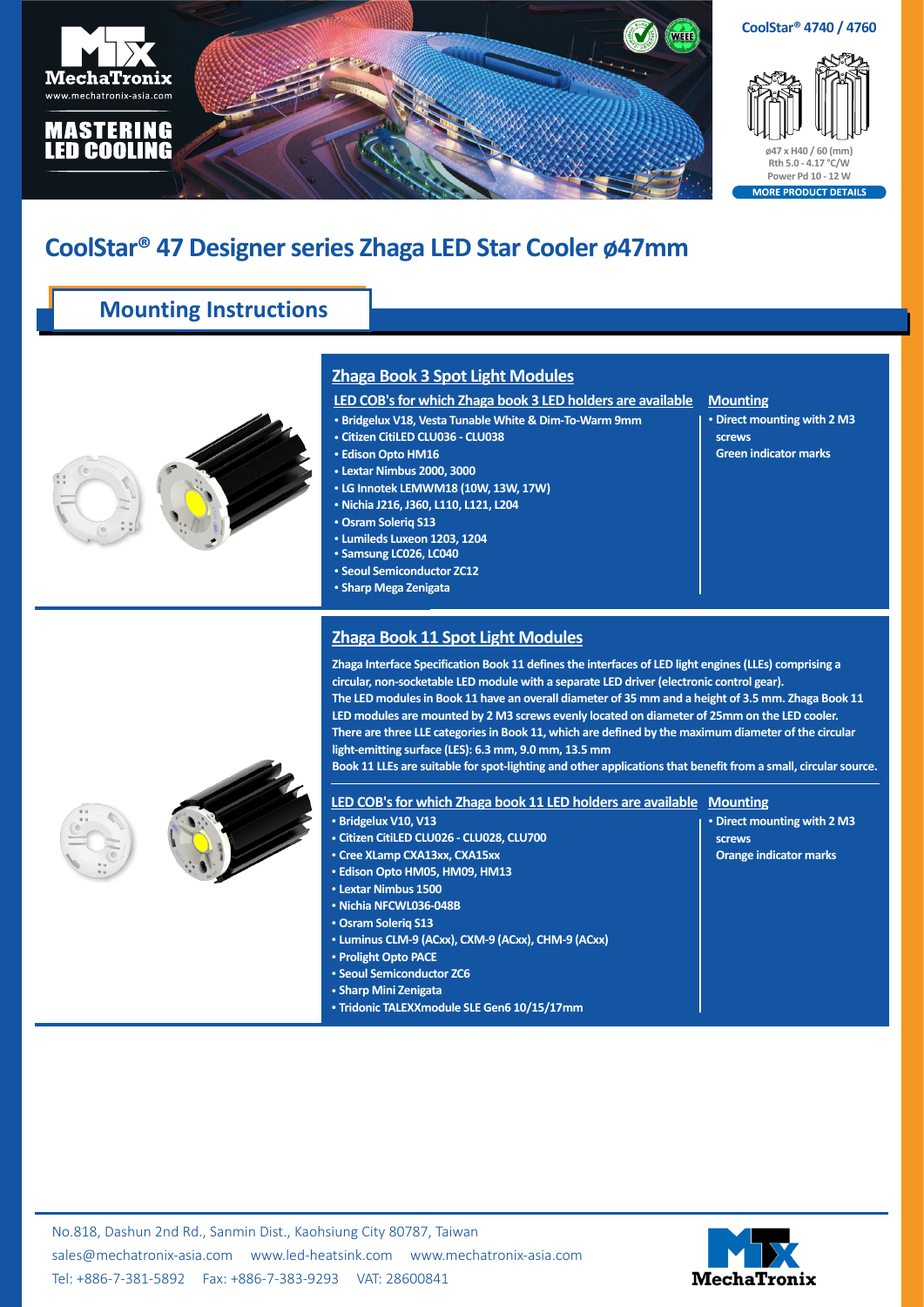MASTERING LED COOLING

**CoolStar® 4740 / 4760**

ø47 x H40 / 60 (mm)
Rth 5.0 - 4.17 °C/W
Power Pd 10 - 12 W

MORE PRODUCT DETAILS

# CoolStar® 47 Designer series Zhaga LED Star Cooler ø47mm

## Mounting Instructions

### Zhaga Book 3 Spot Light Modules

**LED COB's for which Zhaga book 3 LED holders are available**

- Bridgelux V18, Vesta Tunable White & Dim-To-Warm 9mm
- Citizen CitiLED CLU036 - CLU038
- Edison Opto HM16
- Lextar Nimbus 2000, 3000
- LG Innotek LEMWM18 (10W, 13W, 17W)
- Nichia J216, J360, L110, L121, L204
- Osram Soleriq S13
- Lumileds Luxeon 1203, 1204
- Samsung LC026, LC040
- Seoul Semiconductor ZC12
- Sharp Mega Zenigata

**Mounting**

- Direct mounting with 2 M3 screws
  Green indicator marks

### Zhaga Book 11 Spot Light Modules

Zhaga Interface Specification Book 11 defines the interfaces of LED light engines (LLEs) comprising a circular, non-socketable LED module with a separate LED driver (electronic control gear).
The LED modules in Book 11 have an overall diameter of 35 mm and a height of 3.5 mm. Zhaga Book 11 LED modules are mounted by 2 M3 screws evenly located on diameter of 25mm on the LED cooler.
There are three LLE categories in Book 11, which are defined by the maximum diameter of the circular light-emitting surface (LES): 6.3 mm, 9.0 mm, 13.5 mm
Book 11 LLEs are suitable for spot-lighting and other applications that benefit from a small, circular source.

**LED COB's for which Zhaga book 11 LED holders are available**

- Bridgelux V10, V13
- Citizen CitiLED CLU026 - CLU028, CLU700
- Cree XLamp CXA13xx, CXA15xx
- Edison Opto HM05, HM09, HM13
- Lextar Nimbus 1500
- Nichia NFCWL036-048B
- Osram Soleriq S13
- Luminus CLM-9 (ACxx), CXM-9 (ACxx), CHM-9 (ACxx)
- Prolight Opto PACE
- Seoul Semiconductor ZC6
- Sharp Mini Zenigata
- Tridonic TALEXXmodule SLE Gen6 10/15/17mm

**Mounting**

- Direct mounting with 2 M3 screws
  Orange indicator marks

No.818, Dashun 2nd Rd., Sanmin Dist., Kaohsiung City 80787, Taiwan
sales@mechatronix-asia.com www.led-heatsink.com www.mechatronix-asia.com
Tel: +886-7-381-5892 Fax: +886-7-383-9293 VAT: 28600841